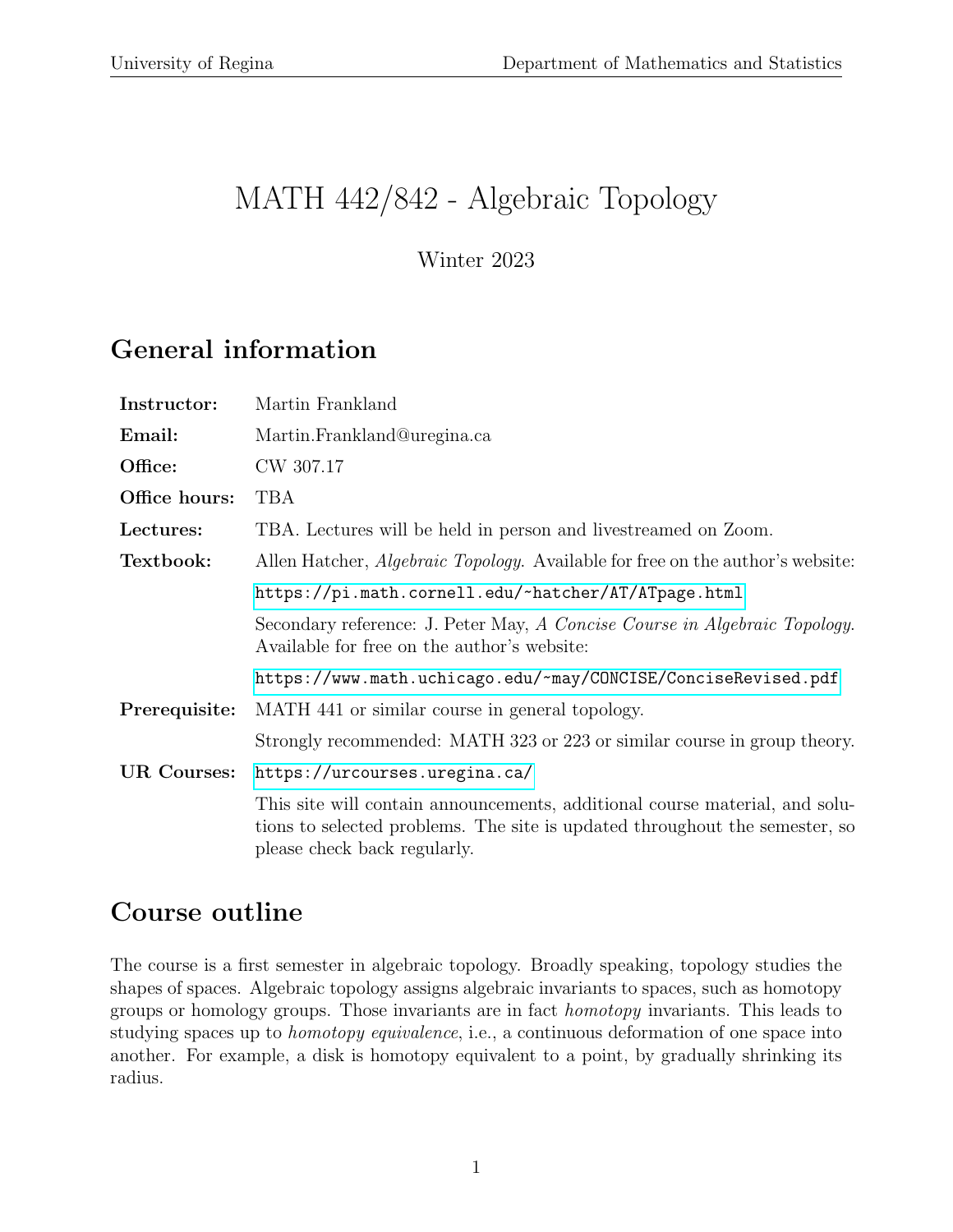# MATH 442/842 - Algebraic Topology

Winter 2023

## General information

| | |
|---|---|
| **Instructor:** | Martin Frankland |
| **Email:** | Martin.Frankland@uregina.ca |
| **Office:** | CW 307.17 |
| **Office hours:** | TBA |
| **Lectures:** | TBA. Lectures will be held in person and livestreamed on Zoom. |
| **Textbook:** | Allen Hatcher, *Algebraic Topology*. Available for free on the author's website: |
| | https://pi.math.cornell.edu/~hatcher/AT/ATpage.html |
| | Secondary reference: J. Peter May, *A Concise Course in Algebraic Topology*. Available for free on the author's website: |
| | https://www.math.uchicago.edu/~may/CONCISE/ConciseRevised.pdf |
| **Prerequisite:** | MATH 441 or similar course in general topology. |
| | Strongly recommended: MATH 323 or 223 or similar course in group theory. |
| **UR Courses:** | https://urcourses.uregina.ca/ |
| | This site will contain announcements, additional course material, and solutions to selected problems. The site is updated throughout the semester, so please check back regularly. |

## Course outline

The course is a first semester in algebraic topology. Broadly speaking, topology studies the shapes of spaces. Algebraic topology assigns algebraic invariants to spaces, such as homotopy groups or homology groups. Those invariants are in fact *homotopy* invariants. This leads to studying spaces up to *homotopy equivalence*, i.e., a continuous deformation of one space into another. For example, a disk is homotopy equivalent to a point, by gradually shrinking its radius.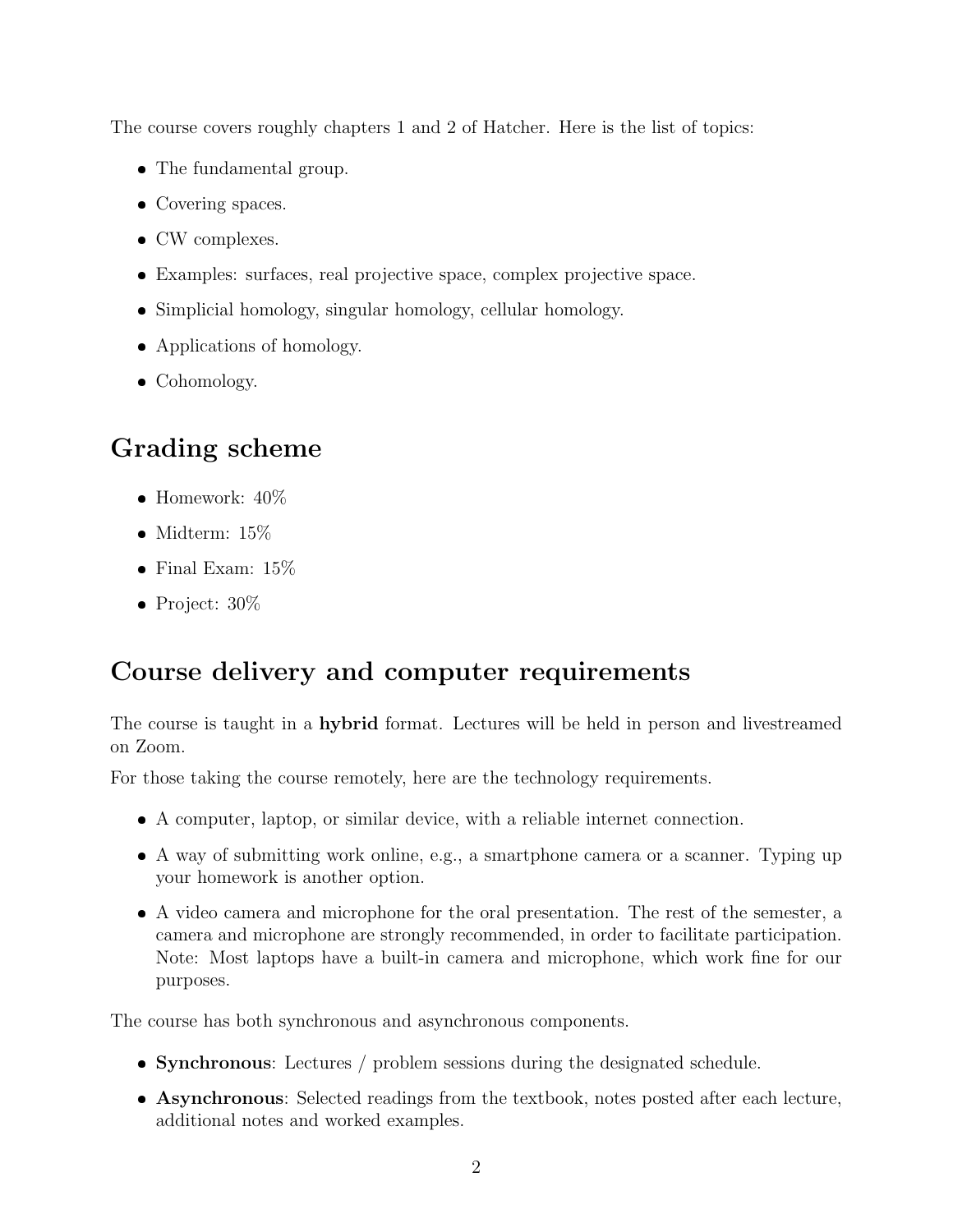The course covers roughly chapters 1 and 2 of Hatcher. Here is the list of topics:

- The fundamental group.
- Covering spaces.
- CW complexes.
- Examples: surfaces, real projective space, complex projective space.
- Simplicial homology, singular homology, cellular homology.
- Applications of homology.
- Cohomology.

## Grading scheme

- Homework: 40%
- Midterm: 15%
- Final Exam: 15%
- Project: 30%

## Course delivery and computer requirements

The course is taught in a **hybrid** format. Lectures will be held in person and livestreamed on Zoom.

For those taking the course remotely, here are the technology requirements.

- A computer, laptop, or similar device, with a reliable internet connection.
- A way of submitting work online, e.g., a smartphone camera or a scanner. Typing up your homework is another option.
- A video camera and microphone for the oral presentation. The rest of the semester, a camera and microphone are strongly recommended, in order to facilitate participation. Note: Most laptops have a built-in camera and microphone, which work fine for our purposes.

The course has both synchronous and asynchronous components.

- **Synchronous**: Lectures / problem sessions during the designated schedule.
- **Asynchronous**: Selected readings from the textbook, notes posted after each lecture, additional notes and worked examples.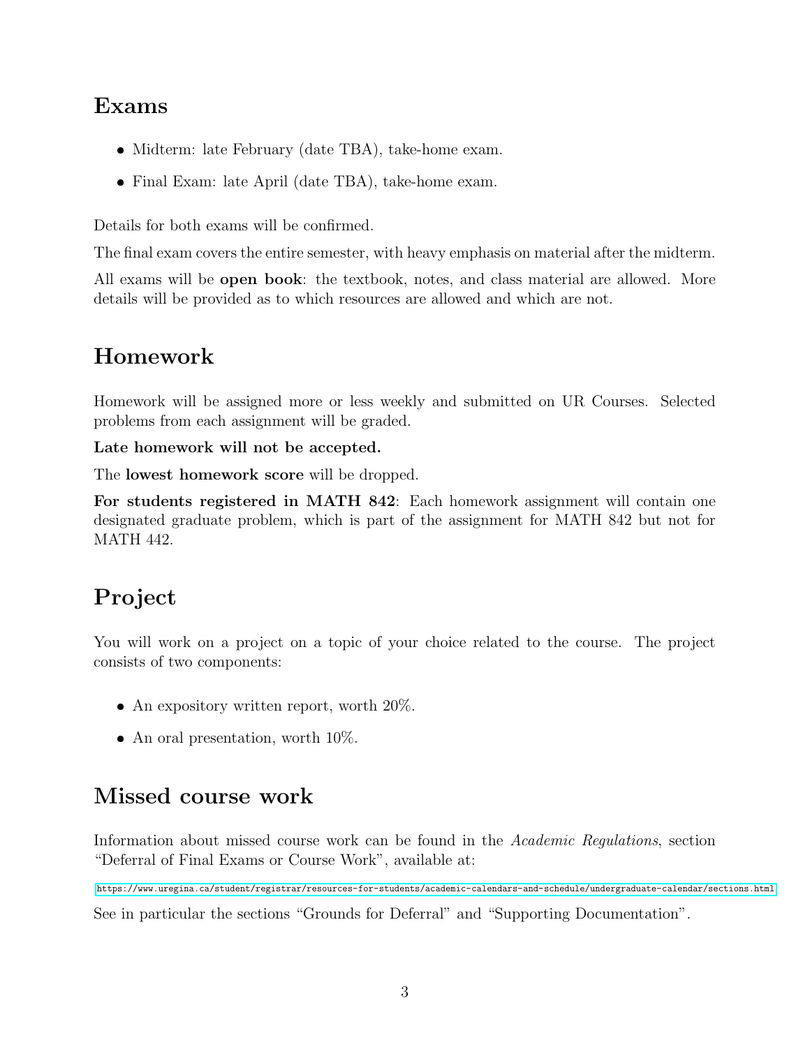## Exams

- Midterm: late February (date TBA), take-home exam.
- Final Exam: late April (date TBA), take-home exam.

Details for both exams will be confirmed.

The final exam covers the entire semester, with heavy emphasis on material after the midterm.

All exams will be **open book**: the textbook, notes, and class material are allowed. More details will be provided as to which resources are allowed and which are not.

## Homework

Homework will be assigned more or less weekly and submitted on UR Courses. Selected problems from each assignment will be graded.

**Late homework will not be accepted.**

The **lowest homework score** will be dropped.

**For students registered in MATH 842**: Each homework assignment will contain one designated graduate problem, which is part of the assignment for MATH 842 but not for MATH 442.

## Project

You will work on a project on a topic of your choice related to the course. The project consists of two components:

- An expository written report, worth 20%.
- An oral presentation, worth 10%.

## Missed course work

Information about missed course work can be found in the *Academic Regulations*, section "Deferral of Final Exams or Course Work", available at:

https://www.uregina.ca/student/registrar/resources-for-students/academic-calendars-and-schedule/undergraduate-calendar/sections.html

See in particular the sections "Grounds for Deferral" and "Supporting Documentation".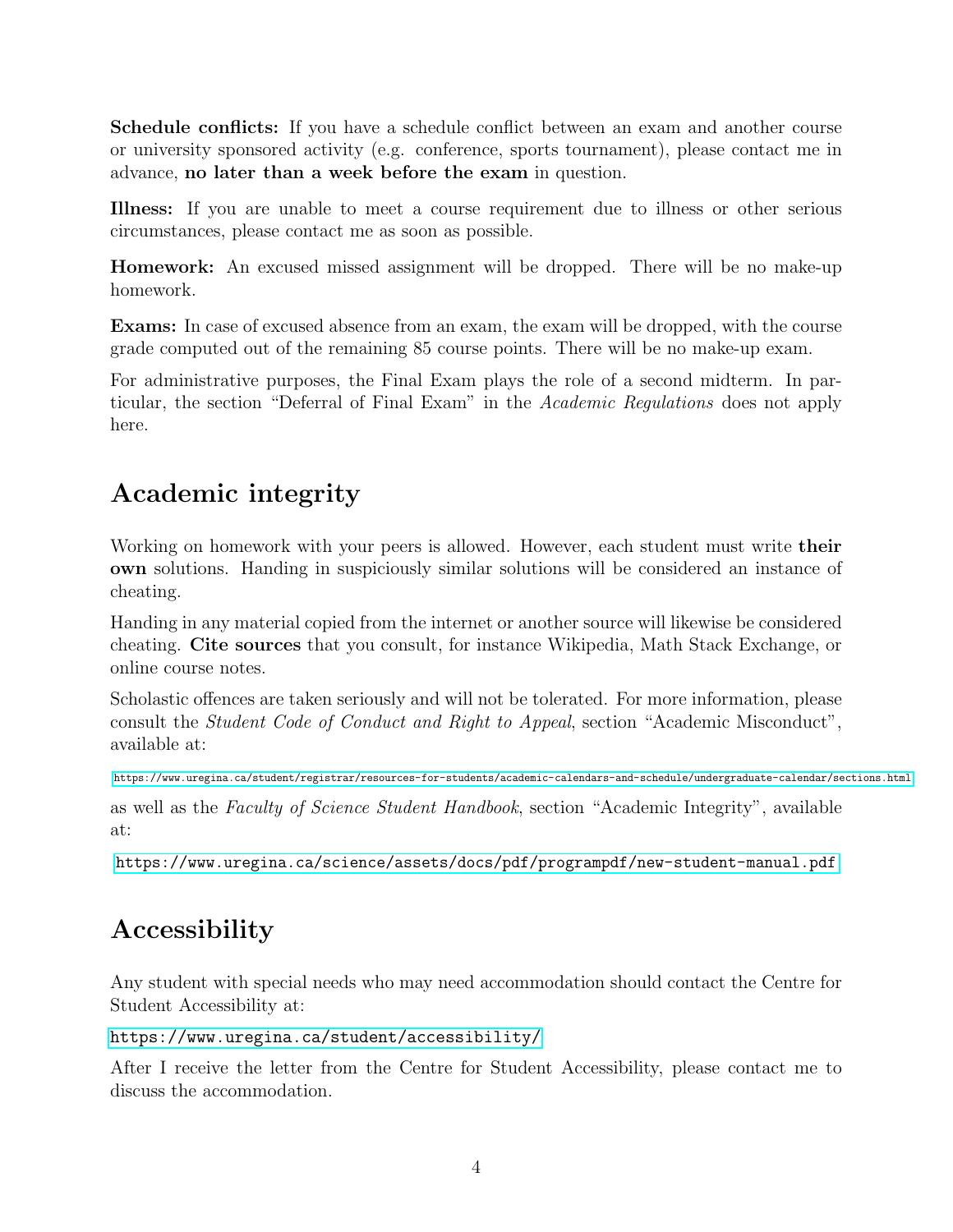**Schedule conflicts:** If you have a schedule conflict between an exam and another course or university sponsored activity (e.g. conference, sports tournament), please contact me in advance, **no later than a week before the exam** in question.

**Illness:** If you are unable to meet a course requirement due to illness or other serious circumstances, please contact me as soon as possible.

**Homework:** An excused missed assignment will be dropped. There will be no make-up homework.

**Exams:** In case of excused absence from an exam, the exam will be dropped, with the course grade computed out of the remaining 85 course points. There will be no make-up exam.

For administrative purposes, the Final Exam plays the role of a second midterm. In particular, the section "Deferral of Final Exam" in the *Academic Regulations* does not apply here.

## Academic integrity

Working on homework with your peers is allowed. However, each student must write **their own** solutions. Handing in suspiciously similar solutions will be considered an instance of cheating.

Handing in any material copied from the internet or another source will likewise be considered cheating. **Cite sources** that you consult, for instance Wikipedia, Math Stack Exchange, or online course notes.

Scholastic offences are taken seriously and will not be tolerated. For more information, please consult the *Student Code of Conduct and Right to Appeal*, section "Academic Misconduct", available at:

https://www.uregina.ca/student/registrar/resources-for-students/academic-calendars-and-schedule/undergraduate-calendar/sections.html

as well as the *Faculty of Science Student Handbook*, section "Academic Integrity", available at:

https://www.uregina.ca/science/assets/docs/pdf/programpdf/new-student-manual.pdf

## Accessibility

Any student with special needs who may need accommodation should contact the Centre for Student Accessibility at:

https://www.uregina.ca/student/accessibility/

After I receive the letter from the Centre for Student Accessibility, please contact me to discuss the accommodation.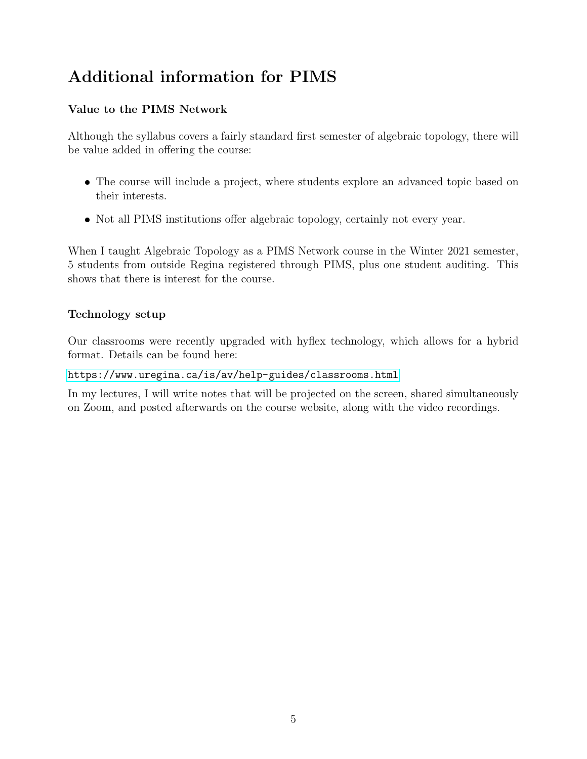# Additional information for PIMS

### Value to the PIMS Network

Although the syllabus covers a fairly standard first semester of algebraic topology, there will be value added in offering the course:

- The course will include a project, where students explore an advanced topic based on their interests.
- Not all PIMS institutions offer algebraic topology, certainly not every year.

When I taught Algebraic Topology as a PIMS Network course in the Winter 2021 semester, 5 students from outside Regina registered through PIMS, plus one student auditing. This shows that there is interest for the course.

### Technology setup

Our classrooms were recently upgraded with hyflex technology, which allows for a hybrid format. Details can be found here:

https://www.uregina.ca/is/av/help-guides/classrooms.html

In my lectures, I will write notes that will be projected on the screen, shared simultaneously on Zoom, and posted afterwards on the course website, along with the video recordings.